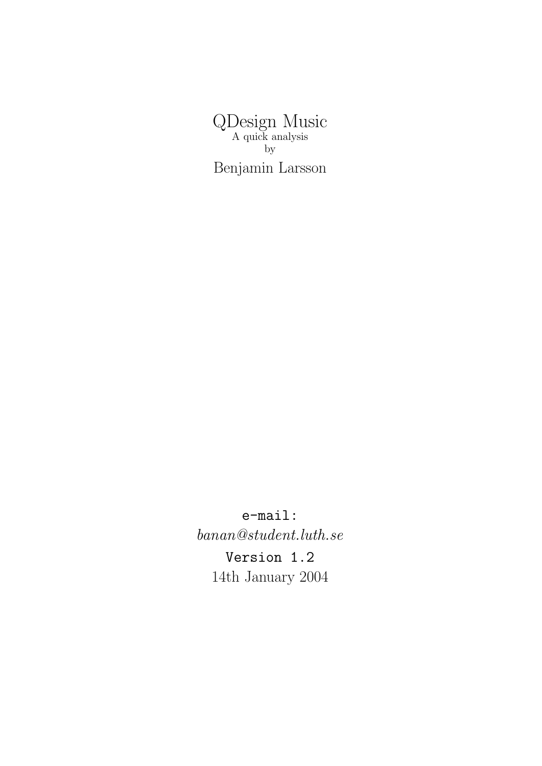# QDesign Music

A quick analysis

by

Benjamin Larsson

`e-mail:`

*banan@student.luth.se*

`Version 1.2`

14th January 2004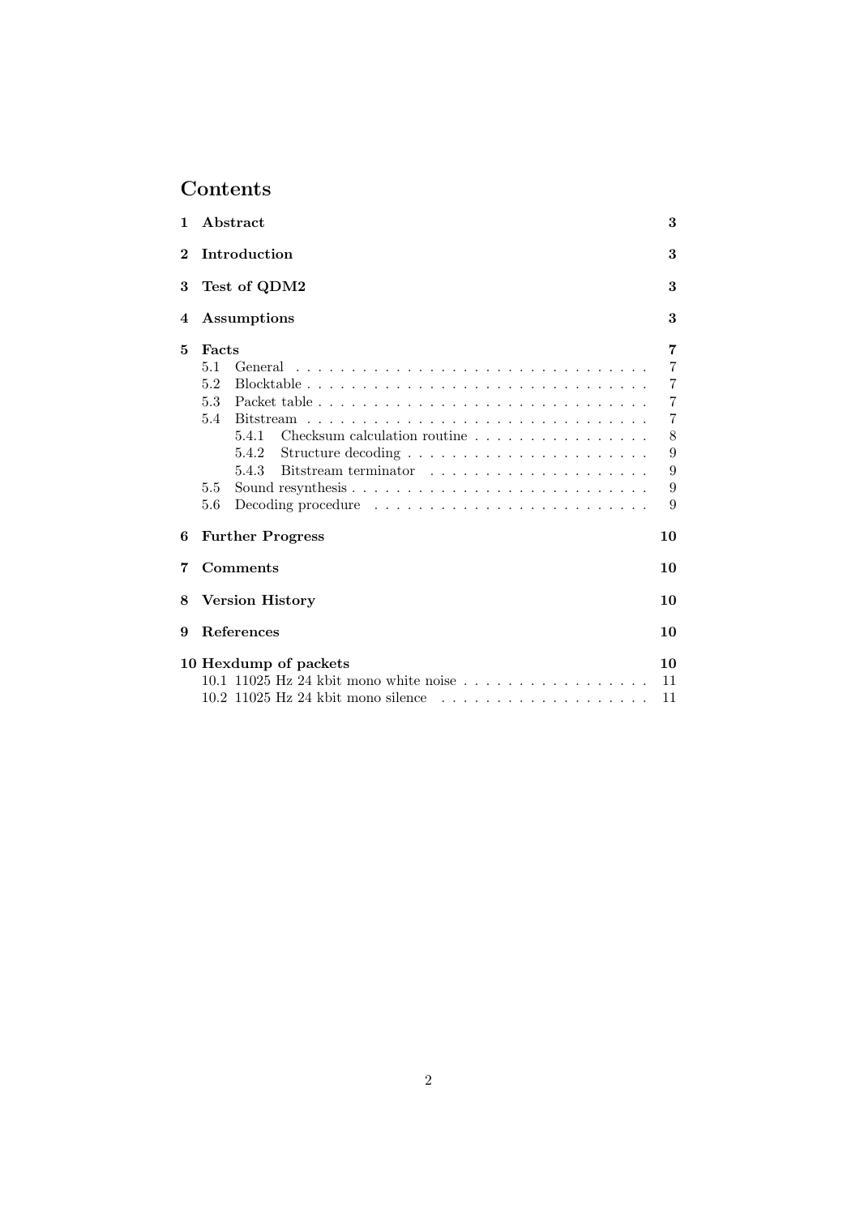# Contents

**1 Abstract** — 3

**2 Introduction** — 3

**3 Test of QDM2** — 3

**4 Assumptions** — 3

**5 Facts** — 7
- 5.1 General — 7
- 5.2 Blocktable — 7
- 5.3 Packet table — 7
- 5.4 Bitstream — 7
  - 5.4.1 Checksum calculation routine — 8
  - 5.4.2 Structure decoding — 9
  - 5.4.3 Bitstream terminator — 9
- 5.5 Sound resynthesis — 9
- 5.6 Decoding procedure — 9

**6 Further Progress** — 10

**7 Comments** — 10

**8 Version History** — 10

**9 References** — 10

**10 Hexdump of packets** — 10
- 10.1 11025 Hz 24 kbit mono white noise — 11
- 10.2 11025 Hz 24 kbit mono silence — 11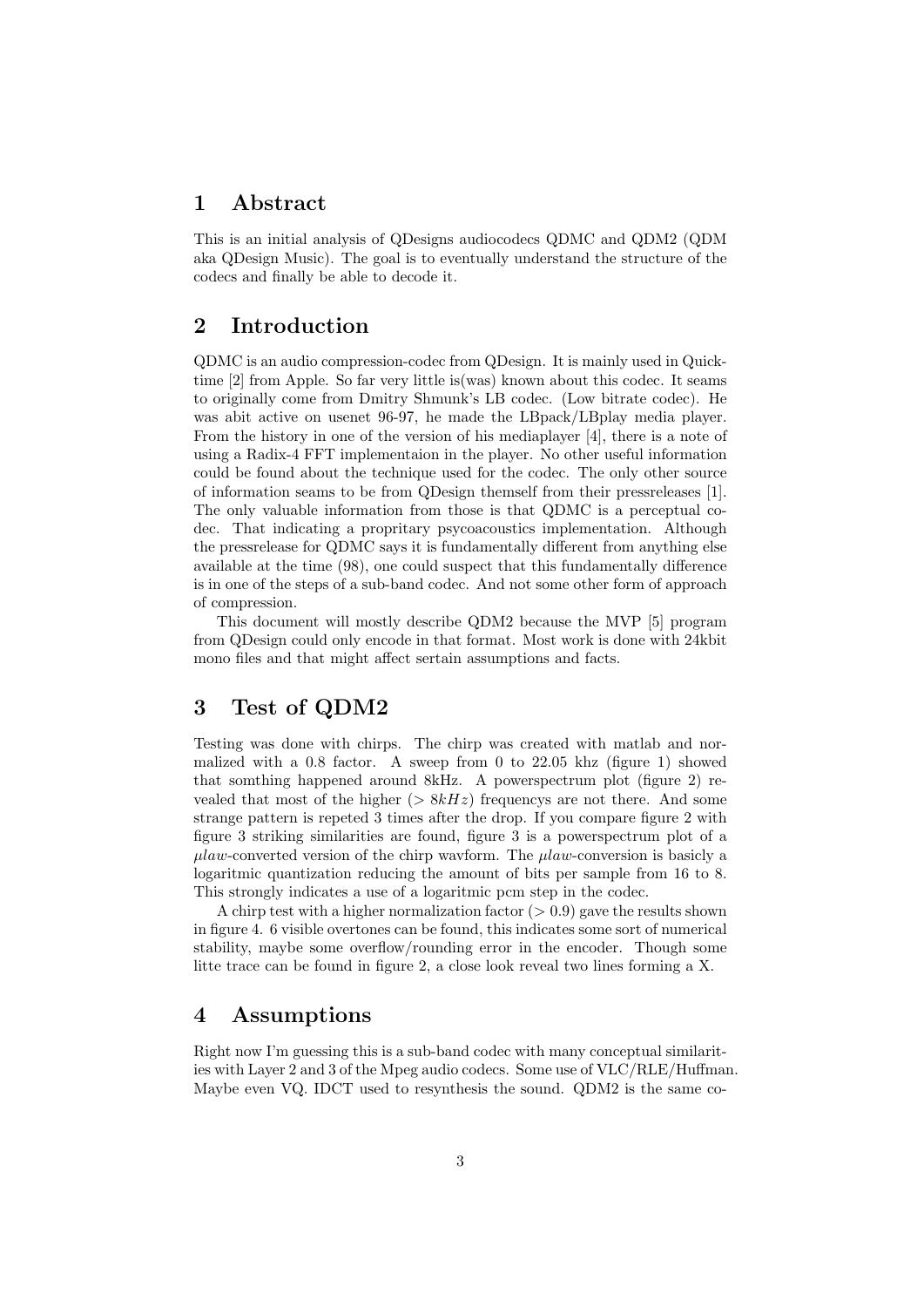# 1 Abstract

This is an initial analysis of QDesigns audiocodecs QDMC and QDM2 (QDM aka QDesign Music). The goal is to eventually understand the structure of the codecs and finally be able to decode it.

# 2 Introduction

QDMC is an audio compression-codec from QDesign. It is mainly used in Quicktime [2] from Apple. So far very little is(was) known about this codec. It seams to originally come from Dmitry Shmunk's LB codec. (Low bitrate codec). He was abit active on usenet 96-97, he made the LBpack/LBplay media player. From the history in one of the version of his mediaplayer [4], there is a note of using a Radix-4 FFT implementaion in the player. No other useful information could be found about the technique used for the codec. The only other source of information seams to be from QDesign themself from their pressreleases [1]. The only valuable information from those is that QDMC is a perceptual codec. That indicating a propritary psycoacoustics implementation. Although the pressrelease for QDMC says it is fundamentally different from anything else available at the time (98), one could suspect that this fundamentally difference is in one of the steps of a sub-band codec. And not some other form of approach of compression.

This document will mostly describe QDM2 because the MVP [5] program from QDesign could only encode in that format. Most work is done with 24kbit mono files and that might affect sertain assumptions and facts.

# 3 Test of QDM2

Testing was done with chirps. The chirp was created with matlab and normalized with a 0.8 factor. A sweep from 0 to 22.05 khz (figure 1) showed that somthing happened around 8kHz. A powerspectrum plot (figure 2) revealed that most of the higher ($> 8kHz$) frequencys are not there. And some strange pattern is repeted 3 times after the drop. If you compare figure 2 with figure 3 striking similarities are found, figure 3 is a powerspectrum plot of a $\mu law$-converted version of the chirp wavform. The $\mu law$-conversion is basicly a logaritmic quantization reducing the amount of bits per sample from 16 to 8. This strongly indicates a use of a logaritmic pcm step in the codec.

A chirp test with a higher normalization factor ($> 0.9$) gave the results shown in figure 4. 6 visible overtones can be found, this indicates some sort of numerical stability, maybe some overflow/rounding error in the encoder. Though some litte trace can be found in figure 2, a close look reveal two lines forming a X.

# 4 Assumptions

Right now I'm guessing this is a sub-band codec with many conceptual similarities with Layer 2 and 3 of the Mpeg audio codecs. Some use of VLC/RLE/Huffman. Maybe even VQ. IDCT used to resynthesis the sound. QDM2 is the same co-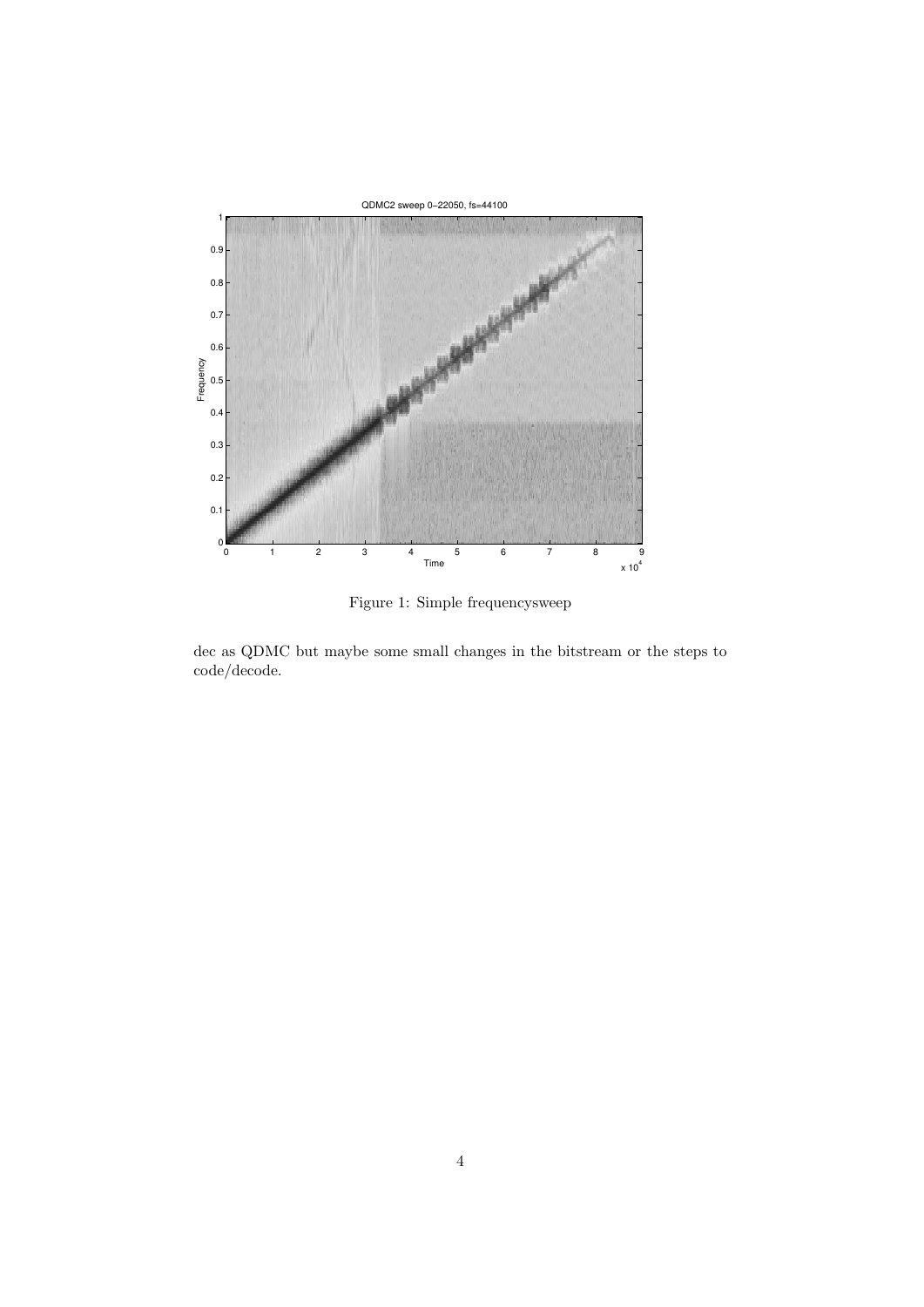Figure 1: Simple frequencysweep

dec as QDMC but maybe some small changes in the bitstream or the steps to code/decode.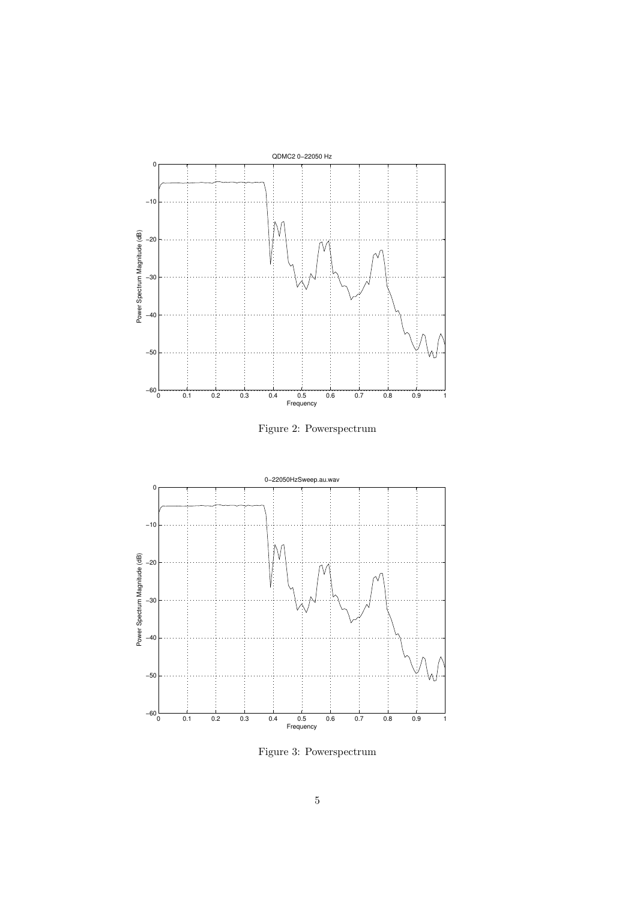Figure 2: Powerspectrum

Figure 3: Powerspectrum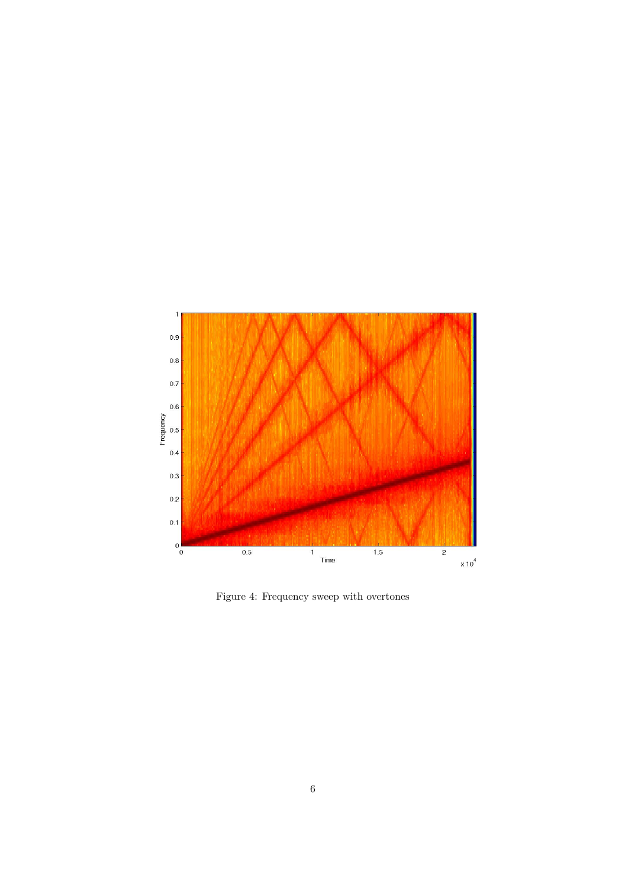Figure 4: Frequency sweep with overtones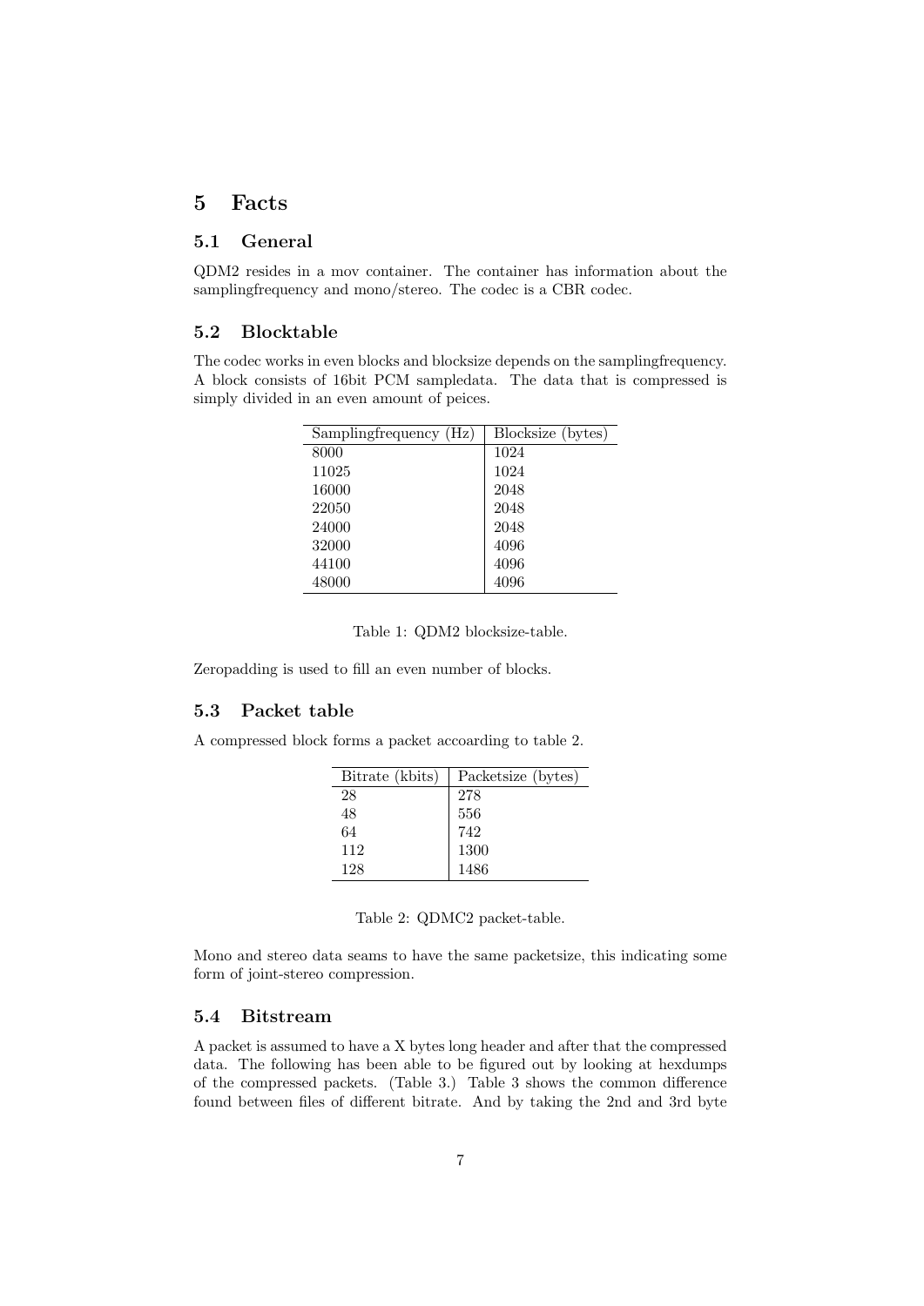# 5 Facts

## 5.1 General

QDM2 resides in a mov container. The container has information about the samplingfrequency and mono/stereo. The codec is a CBR codec.

## 5.2 Blocktable

The codec works in even blocks and blocksize depends on the samplingfrequency. A block consists of 16bit PCM sampledata. The data that is compressed is simply divided in an even amount of peices.

| Samplingfrequency (Hz) | Blocksize (bytes) |
|---|---|
| 8000 | 1024 |
| 11025 | 1024 |
| 16000 | 2048 |
| 22050 | 2048 |
| 24000 | 2048 |
| 32000 | 4096 |
| 44100 | 4096 |
| 48000 | 4096 |

Table 1: QDM2 blocksize-table.

Zeropadding is used to fill an even number of blocks.

## 5.3 Packet table

A compressed block forms a packet accoarding to table 2.

| Bitrate (kbits) | Packetsize (bytes) |
|---|---|
| 28 | 278 |
| 48 | 556 |
| 64 | 742 |
| 112 | 1300 |
| 128 | 1486 |

Table 2: QDMC2 packet-table.

Mono and stereo data seams to have the same packetsize, this indicating some form of joint-stereo compression.

## 5.4 Bitstream

A packet is assumed to have a X bytes long header and after that the compressed data. The following has been able to be figured out by looking at hexdumps of the compressed packets. (Table 3.) Table 3 shows the common difference found between files of different bitrate. And by taking the 2nd and 3rd byte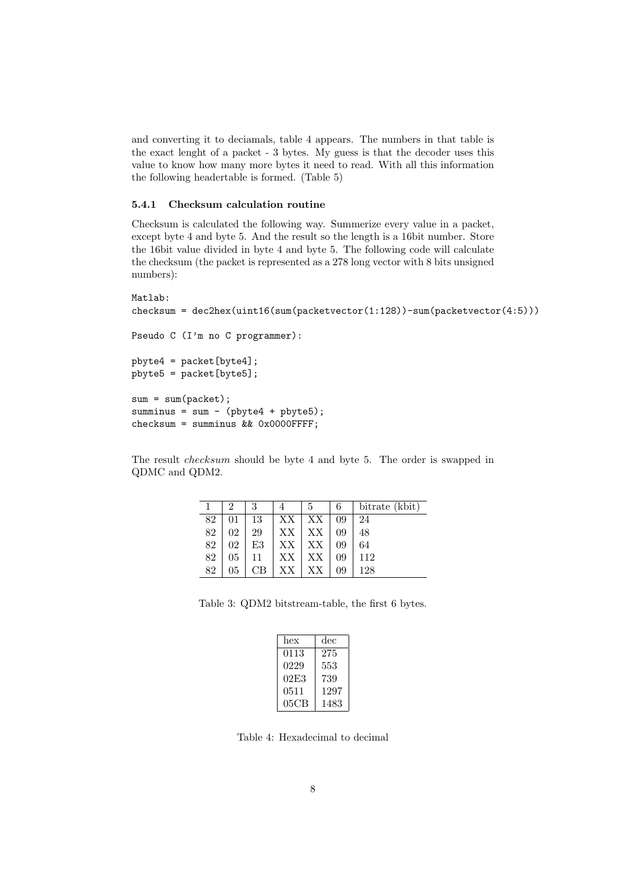and converting it to deciamals, table 4 appears. The numbers in that table is the exact lenght of a packet - 3 bytes. My guess is that the decoder uses this value to know how many more bytes it need to read. With all this information the following headertable is formed. (Table 5)

### 5.4.1 Checksum calculation routine

Checksum is calculated the following way. Summerize every value in a packet, except byte 4 and byte 5. And the result so the length is a 16bit number. Store the 16bit value divided in byte 4 and byte 5. The following code will calculate the checksum (the packet is represented as a 278 long vector with 8 bits unsigned numbers):

```
Matlab:
checksum = dec2hex(uint16(sum(packetvector(1:128))-sum(packetvector(4:5)))

Pseudo C (I'm no C programmer):

pbyte4 = packet[byte4];
pbyte5 = packet[byte5];

sum = sum(packet);
summinus = sum - (pbyte4 + pbyte5);
checksum = summinus && 0x0000FFFF;
```

The result *checksum* should be byte 4 and byte 5. The order is swapped in QDMC and QDM2.

| 1 | 2 | 3 | 4 | 5 | 6 | bitrate (kbit) |
|---|---|---|---|---|---|---|
| 82 | 01 | 13 | XX | XX | 09 | 24 |
| 82 | 02 | 29 | XX | XX | 09 | 48 |
| 82 | 02 | E3 | XX | XX | 09 | 64 |
| 82 | 05 | 11 | XX | XX | 09 | 112 |
| 82 | 05 | CB | XX | XX | 09 | 128 |

Table 3: QDM2 bitstream-table, the first 6 bytes.

| hex | dec |
|---|---|
| 0113 | 275 |
| 0229 | 553 |
| 02E3 | 739 |
| 0511 | 1297 |
| 05CB | 1483 |

Table 4: Hexadecimal to decimal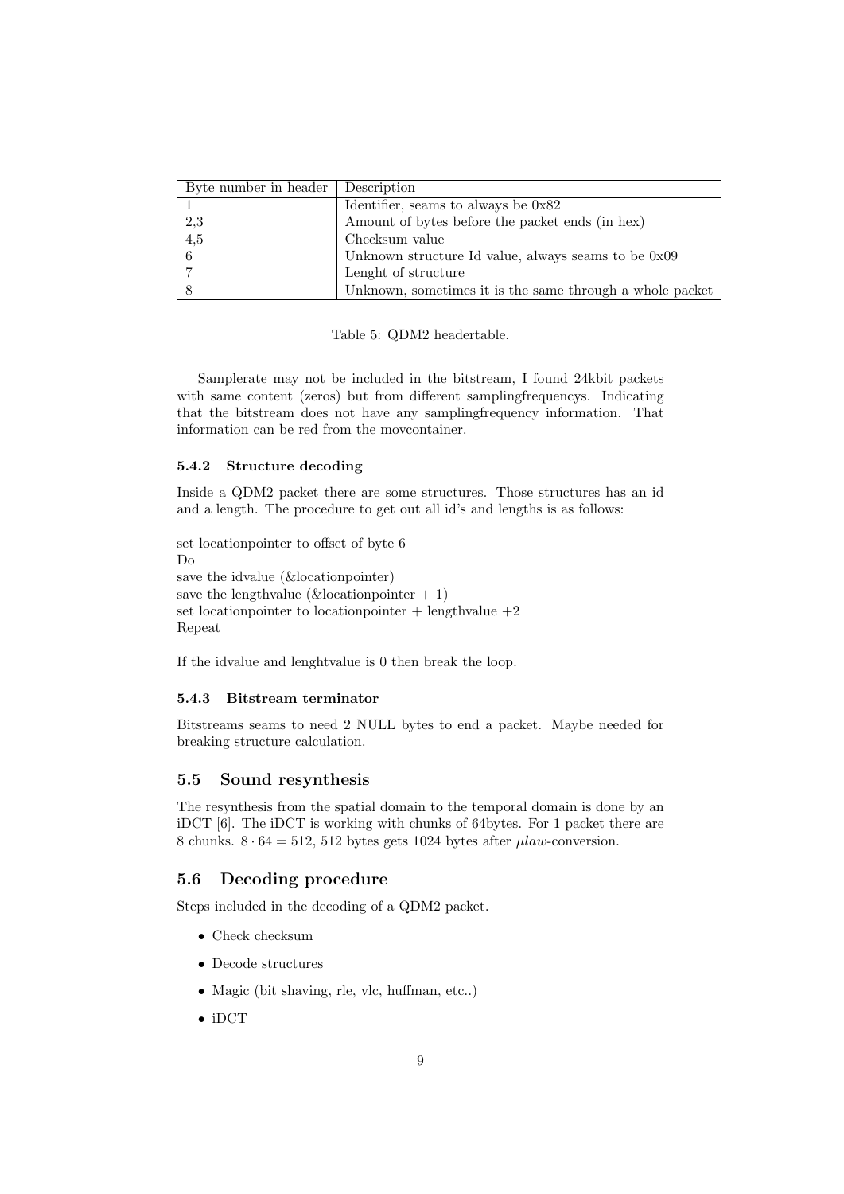| Byte number in header | Description |
| --- | --- |
| 1 | Identifier, seams to always be 0x82 |
| 2,3 | Amount of bytes before the packet ends (in hex) |
| 4,5 | Checksum value |
| 6 | Unknown structure Id value, always seams to be 0x09 |
| 7 | Lenght of structure |
| 8 | Unknown, sometimes it is the same through a whole packet |

Table 5: QDM2 headertable.

Samplerate may not be included in the bitstream, I found 24kbit packets with same content (zeros) but from different samplingfrequencys. Indicating that the bitstream does not have any samplingfrequency information. That information can be red from the movcontainer.

#### 5.4.2 Structure decoding

Inside a QDM2 packet there are some structures. Those structures has an id and a length. The procedure to get out all id's and lengths is as follows:

set locationpointer to offset of byte 6
Do
save the idvalue (&locationpointer)
save the lengthvalue (&locationpointer + 1)
set locationpointer to locationpointer + lengthvalue +2
Repeat

If the idvalue and lenghtvalue is 0 then break the loop.

#### 5.4.3 Bitstream terminator

Bitstreams seams to need 2 NULL bytes to end a packet. Maybe needed for breaking structure calculation.

### 5.5 Sound resynthesis

The resynthesis from the spatial domain to the temporal domain is done by an iDCT [6]. The iDCT is working with chunks of 64bytes. For 1 packet there are 8 chunks. $8 \cdot 64 = 512$, 512 bytes gets 1024 bytes after $\mu law$-conversion.

### 5.6 Decoding procedure

Steps included in the decoding of a QDM2 packet.

- Check checksum
- Decode structures
- Magic (bit shaving, rle, vlc, huffman, etc..)
- iDCT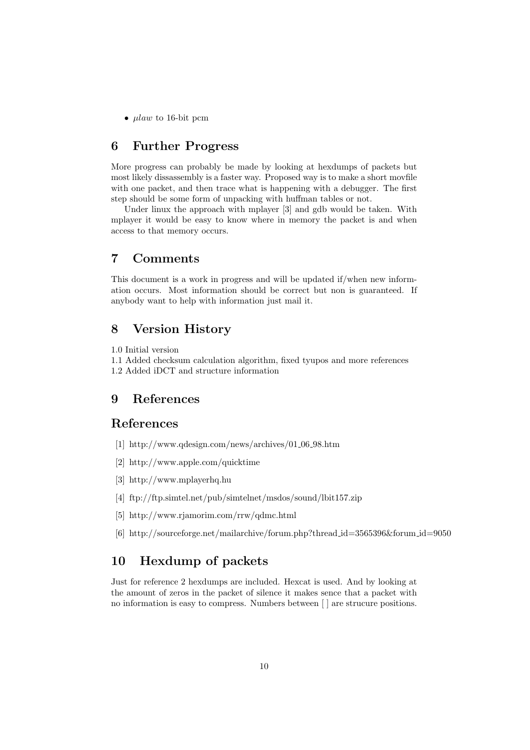- $\mu law$ to 16-bit pcm

## 6 Further Progress

More progress can probably be made by looking at hexdumps of packets but most likely dissassembly is a faster way. Proposed way is to make a short movfile with one packet, and then trace what is happening with a debugger. The first step should be some form of unpacking with huffman tables or not.

Under linux the approach with mplayer [3] and gdb would be taken. With mplayer it would be easy to know where in memory the packet is and when access to that memory occurs.

## 7 Comments

This document is a work in progress and will be updated if/when new information occurs. Most information should be correct but non is guaranteed. If anybody want to help with information just mail it.

## 8 Version History

1.0 Initial version
1.1 Added checksum calculation algorithm, fixed tyupos and more references
1.2 Added iDCT and structure information

## 9 References

## References

[1] http://www.qdesign.com/news/archives/01_06_98.htm

[2] http://www.apple.com/quicktime

[3] http://www.mplayerhq.hu

[4] ftp://ftp.simtel.net/pub/simtelnet/msdos/sound/lbit157.zip

[5] http://www.rjamorim.com/rrw/qdmc.html

[6] http://sourceforge.net/mailarchive/forum.php?thread_id=3565396&forum_id=9050

## 10 Hexdump of packets

Just for reference 2 hexdumps are included. Hexcat is used. And by looking at the amount of zeros in the packet of silence it makes sence that a packet with no information is easy to compress. Numbers between [ ] are strucure positions.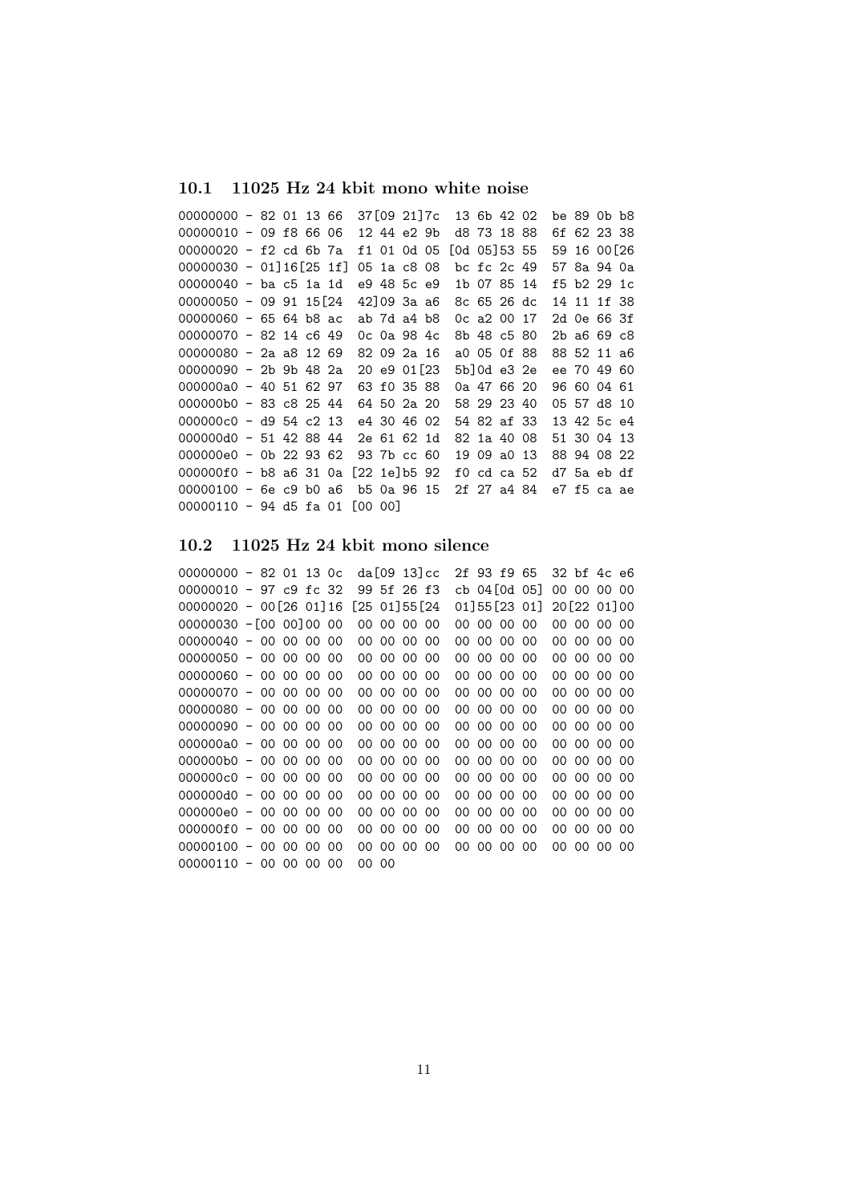## 10.1 11025 Hz 24 kbit mono white noise

```
00000000 - 82 01 13 66  37[09 21]7c  13 6b 42 02  be 89 0b b8
00000010 - 09 f8 66 06  12 44 e2 9b  d8 73 18 88  6f 62 23 38
00000020 - f2 cd 6b 7a  f1 01 0d 05 [0d 05]53 55  59 16 00[26
00000030 - 01]16[25 1f] 05 1a c8 08  bc fc 2c 49  57 8a 94 0a
00000040 - ba c5 1a 1d  e9 48 5c e9  1b 07 85 14  f5 b2 29 1c
00000050 - 09 91 15[24  42]09 3a a6  8c 65 26 dc  14 11 1f 38
00000060 - 65 64 b8 ac  ab 7d a4 b8  0c a2 00 17  2d 0e 66 3f
00000070 - 82 14 c6 49  0c 0a 98 4c  8b 48 c5 80  2b a6 69 c8
00000080 - 2a a8 12 69  82 09 2a 16  a0 05 0f 88  88 52 11 a6
00000090 - 2b 9b 48 2a  20 e9 01[23  5b]0d e3 2e  ee 70 49 60
000000a0 - 40 51 62 97  63 f0 35 88  0a 47 66 20  96 60 04 61
000000b0 - 83 c8 25 44  64 50 2a 20  58 29 23 40  05 57 d8 10
000000c0 - d9 54 c2 13  e4 30 46 02  54 82 af 33  13 42 5c e4
000000d0 - 51 42 88 44  2e 61 62 1d  82 1a 40 08  51 30 04 13
000000e0 - 0b 22 93 62  93 7b cc 60  19 09 a0 13  88 94 08 22
000000f0 - b8 a6 31 0a [22 1e]b5 92  f0 cd ca 52  d7 5a eb df
00000100 - 6e c9 b0 a6  b5 0a 96 15  2f 27 a4 84  e7 f5 ca ae
00000110 - 94 d5 fa 01 [00 00]
```

## 10.2 11025 Hz 24 kbit mono silence

```
00000000 - 82 01 13 0c  da[09 13]cc  2f 93 f9 65  32 bf 4c e6
00000010 - 97 c9 fc 32  99 5f 26 f3  cb 04[0d 05] 00 00 00 00
00000020 - 00[26 01]16 [25 01]55[24  01]55[23 01] 20[22 01]00
00000030 -[00 00]00 00  00 00 00 00  00 00 00 00  00 00 00 00
00000040 - 00 00 00 00  00 00 00 00  00 00 00 00  00 00 00 00
00000050 - 00 00 00 00  00 00 00 00  00 00 00 00  00 00 00 00
00000060 - 00 00 00 00  00 00 00 00  00 00 00 00  00 00 00 00
00000070 - 00 00 00 00  00 00 00 00  00 00 00 00  00 00 00 00
00000080 - 00 00 00 00  00 00 00 00  00 00 00 00  00 00 00 00
00000090 - 00 00 00 00  00 00 00 00  00 00 00 00  00 00 00 00
000000a0 - 00 00 00 00  00 00 00 00  00 00 00 00  00 00 00 00
000000b0 - 00 00 00 00  00 00 00 00  00 00 00 00  00 00 00 00
000000c0 - 00 00 00 00  00 00 00 00  00 00 00 00  00 00 00 00
000000d0 - 00 00 00 00  00 00 00 00  00 00 00 00  00 00 00 00
000000e0 - 00 00 00 00  00 00 00 00  00 00 00 00  00 00 00 00
000000f0 - 00 00 00 00  00 00 00 00  00 00 00 00  00 00 00 00
00000100 - 00 00 00 00  00 00 00 00  00 00 00 00  00 00 00 00
00000110 - 00 00 00 00  00 00
```